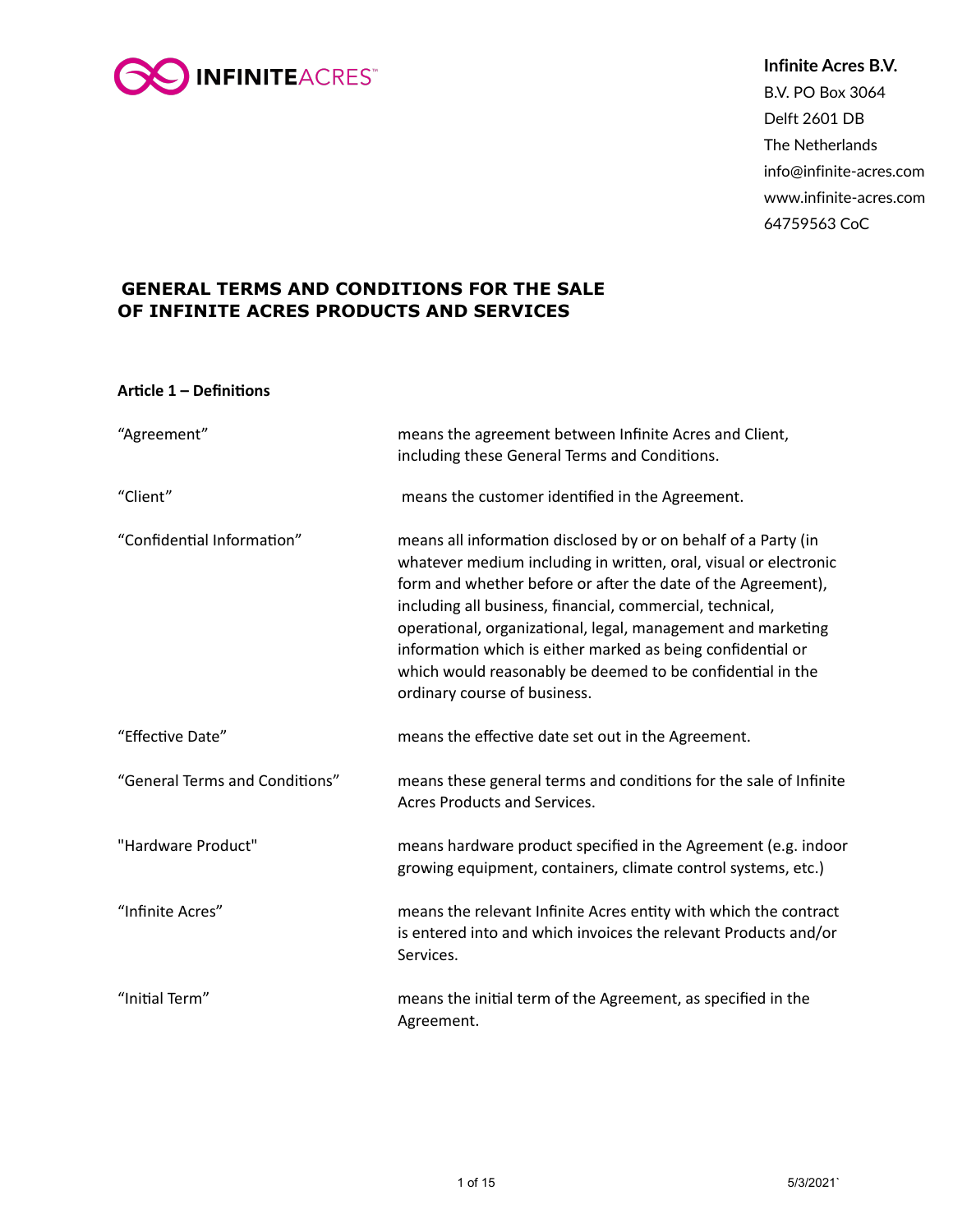**Infinite Acres B.V.**
B.V. PO Box 3064
Delft 2601 DB
The Netherlands
info@infinite-acres.com
www.infinite-acres.com
64759563 CoC

# GENERAL TERMS AND CONDITIONS FOR THE SALE OF INFINITE ACRES PRODUCTS AND SERVICES

## Article 1 – Definitions

| | |
|---|---|
| "Agreement" | means the agreement between Infinite Acres and Client, including these General Terms and Conditions. |
| "Client" | means the customer identified in the Agreement. |
| "Confidential Information" | means all information disclosed by or on behalf of a Party (in whatever medium including in written, oral, visual or electronic form and whether before or after the date of the Agreement), including all business, financial, commercial, technical, operational, organizational, legal, management and marketing information which is either marked as being confidential or which would reasonably be deemed to be confidential in the ordinary course of business. |
| "Effective Date" | means the effective date set out in the Agreement. |
| "General Terms and Conditions" | means these general terms and conditions for the sale of Infinite Acres Products and Services. |
| "Hardware Product" | means hardware product specified in the Agreement (e.g. indoor growing equipment, containers, climate control systems, etc.) |
| "Infinite Acres" | means the relevant Infinite Acres entity with which the contract is entered into and which invoices the relevant Products and/or Services. |
| "Initial Term" | means the initial term of the Agreement, as specified in the Agreement. |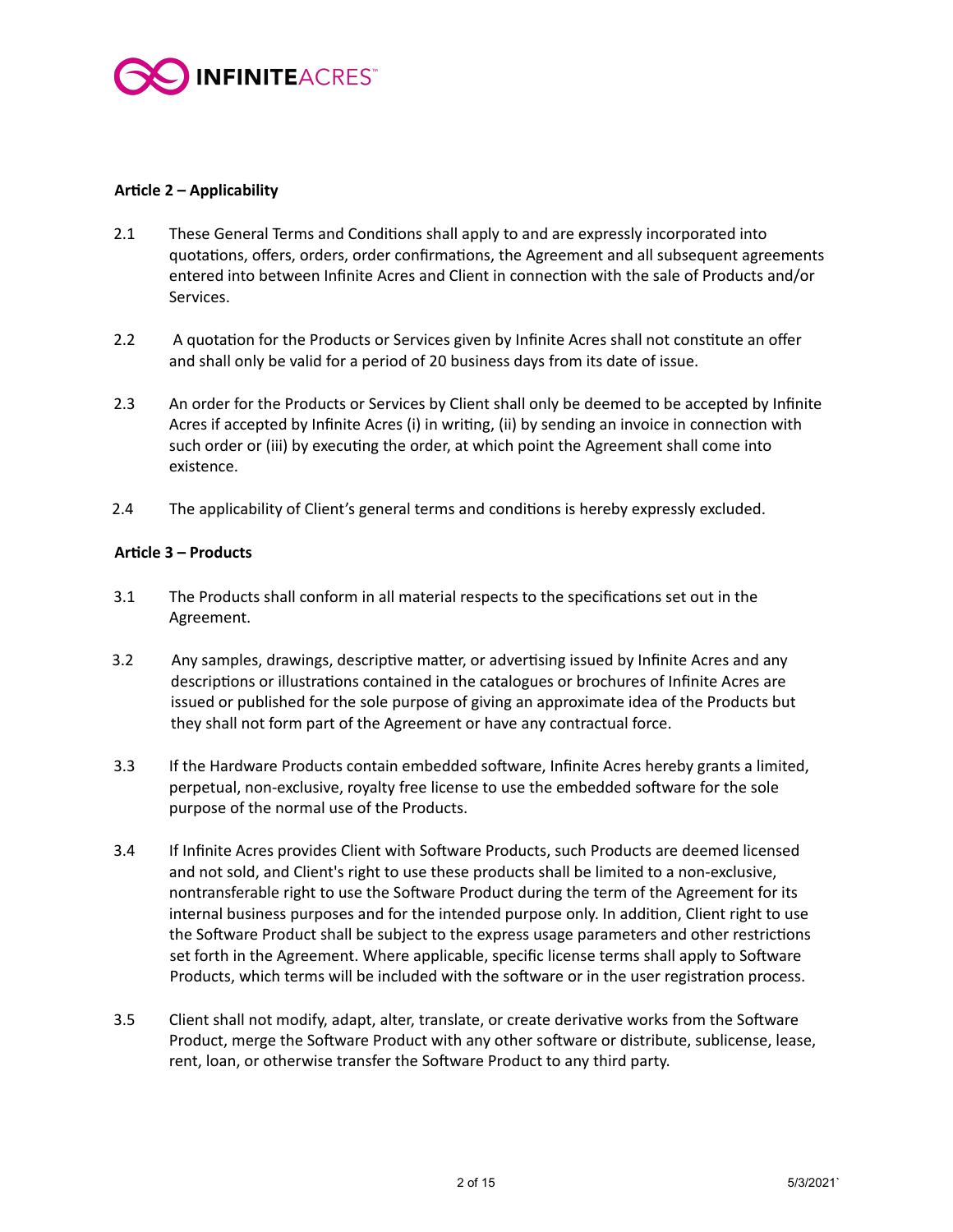**Article 2 – Applicability**

2.1 These General Terms and Conditions shall apply to and are expressly incorporated into quotations, offers, orders, order confirmations, the Agreement and all subsequent agreements entered into between Infinite Acres and Client in connection with the sale of Products and/or Services.

2.2 A quotation for the Products or Services given by Infinite Acres shall not constitute an offer and shall only be valid for a period of 20 business days from its date of issue.

2.3 An order for the Products or Services by Client shall only be deemed to be accepted by Infinite Acres if accepted by Infinite Acres (i) in writing, (ii) by sending an invoice in connection with such order or (iii) by executing the order, at which point the Agreement shall come into existence.

2.4 The applicability of Client's general terms and conditions is hereby expressly excluded.

**Article 3 – Products**

3.1 The Products shall conform in all material respects to the specifications set out in the Agreement.

3.2 Any samples, drawings, descriptive matter, or advertising issued by Infinite Acres and any descriptions or illustrations contained in the catalogues or brochures of Infinite Acres are issued or published for the sole purpose of giving an approximate idea of the Products but they shall not form part of the Agreement or have any contractual force.

3.3 If the Hardware Products contain embedded software, Infinite Acres hereby grants a limited, perpetual, non-exclusive, royalty free license to use the embedded software for the sole purpose of the normal use of the Products.

3.4 If Infinite Acres provides Client with Software Products, such Products are deemed licensed and not sold, and Client's right to use these products shall be limited to a non-exclusive, nontransferable right to use the Software Product during the term of the Agreement for its internal business purposes and for the intended purpose only. In addition, Client right to use the Software Product shall be subject to the express usage parameters and other restrictions set forth in the Agreement. Where applicable, specific license terms shall apply to Software Products, which terms will be included with the software or in the user registration process.

3.5 Client shall not modify, adapt, alter, translate, or create derivative works from the Software Product, merge the Software Product with any other software or distribute, sublicense, lease, rent, loan, or otherwise transfer the Software Product to any third party.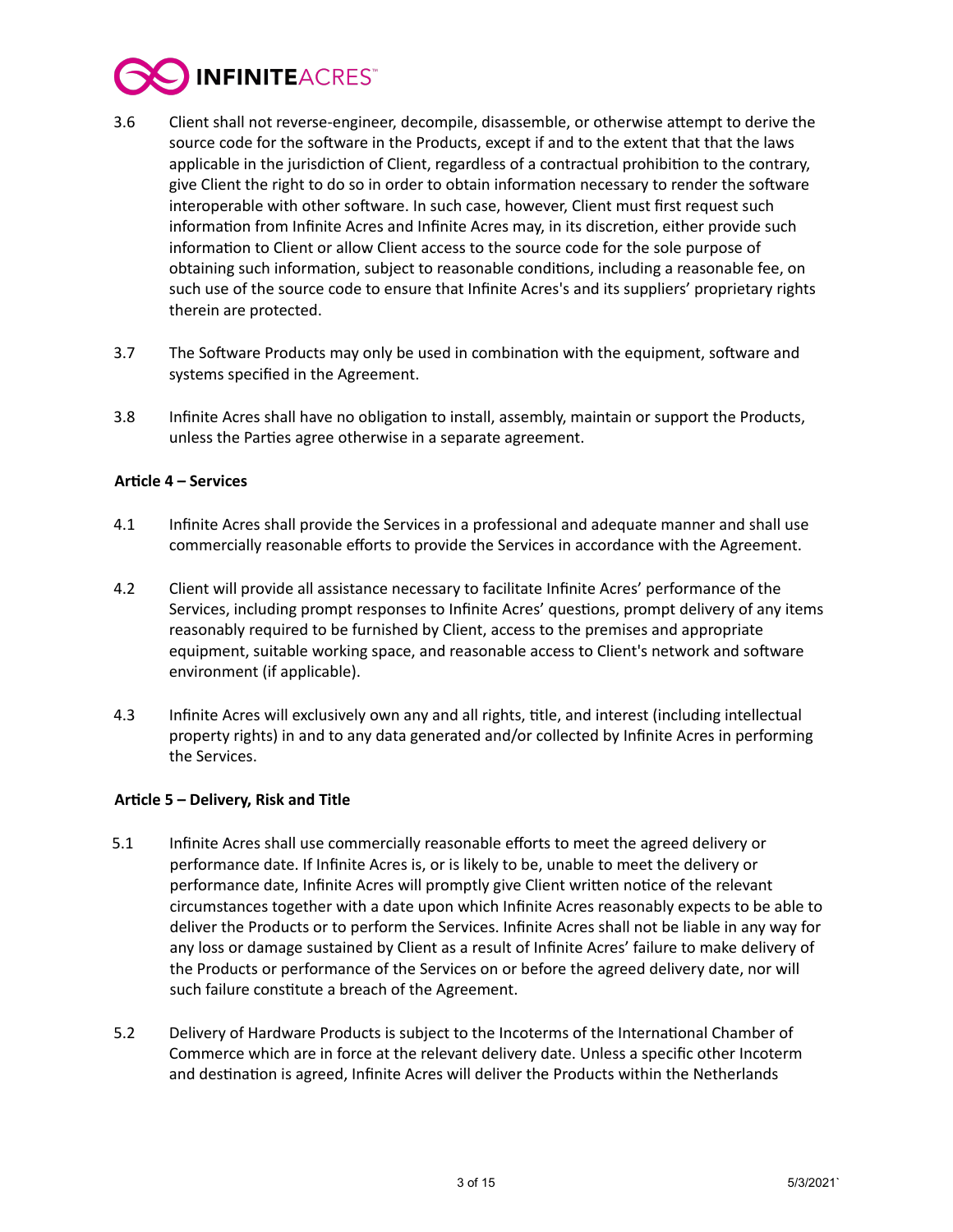3.6 Client shall not reverse-engineer, decompile, disassemble, or otherwise attempt to derive the source code for the software in the Products, except if and to the extent that that the laws applicable in the jurisdiction of Client, regardless of a contractual prohibition to the contrary, give Client the right to do so in order to obtain information necessary to render the software interoperable with other software. In such case, however, Client must first request such information from Infinite Acres and Infinite Acres may, in its discretion, either provide such information to Client or allow Client access to the source code for the sole purpose of obtaining such information, subject to reasonable conditions, including a reasonable fee, on such use of the source code to ensure that Infinite Acres's and its suppliers' proprietary rights therein are protected.

3.7 The Software Products may only be used in combination with the equipment, software and systems specified in the Agreement.

3.8 Infinite Acres shall have no obligation to install, assembly, maintain or support the Products, unless the Parties agree otherwise in a separate agreement.

**Article 4 – Services**

4.1 Infinite Acres shall provide the Services in a professional and adequate manner and shall use commercially reasonable efforts to provide the Services in accordance with the Agreement.

4.2 Client will provide all assistance necessary to facilitate Infinite Acres' performance of the Services, including prompt responses to Infinite Acres' questions, prompt delivery of any items reasonably required to be furnished by Client, access to the premises and appropriate equipment, suitable working space, and reasonable access to Client's network and software environment (if applicable).

4.3 Infinite Acres will exclusively own any and all rights, title, and interest (including intellectual property rights) in and to any data generated and/or collected by Infinite Acres in performing the Services.

**Article 5 – Delivery, Risk and Title**

5.1 Infinite Acres shall use commercially reasonable efforts to meet the agreed delivery or performance date. If Infinite Acres is, or is likely to be, unable to meet the delivery or performance date, Infinite Acres will promptly give Client written notice of the relevant circumstances together with a date upon which Infinite Acres reasonably expects to be able to deliver the Products or to perform the Services. Infinite Acres shall not be liable in any way for any loss or damage sustained by Client as a result of Infinite Acres' failure to make delivery of the Products or performance of the Services on or before the agreed delivery date, nor will such failure constitute a breach of the Agreement.

5.2 Delivery of Hardware Products is subject to the Incoterms of the International Chamber of Commerce which are in force at the relevant delivery date. Unless a specific other Incoterm and destination is agreed, Infinite Acres will deliver the Products within the Netherlands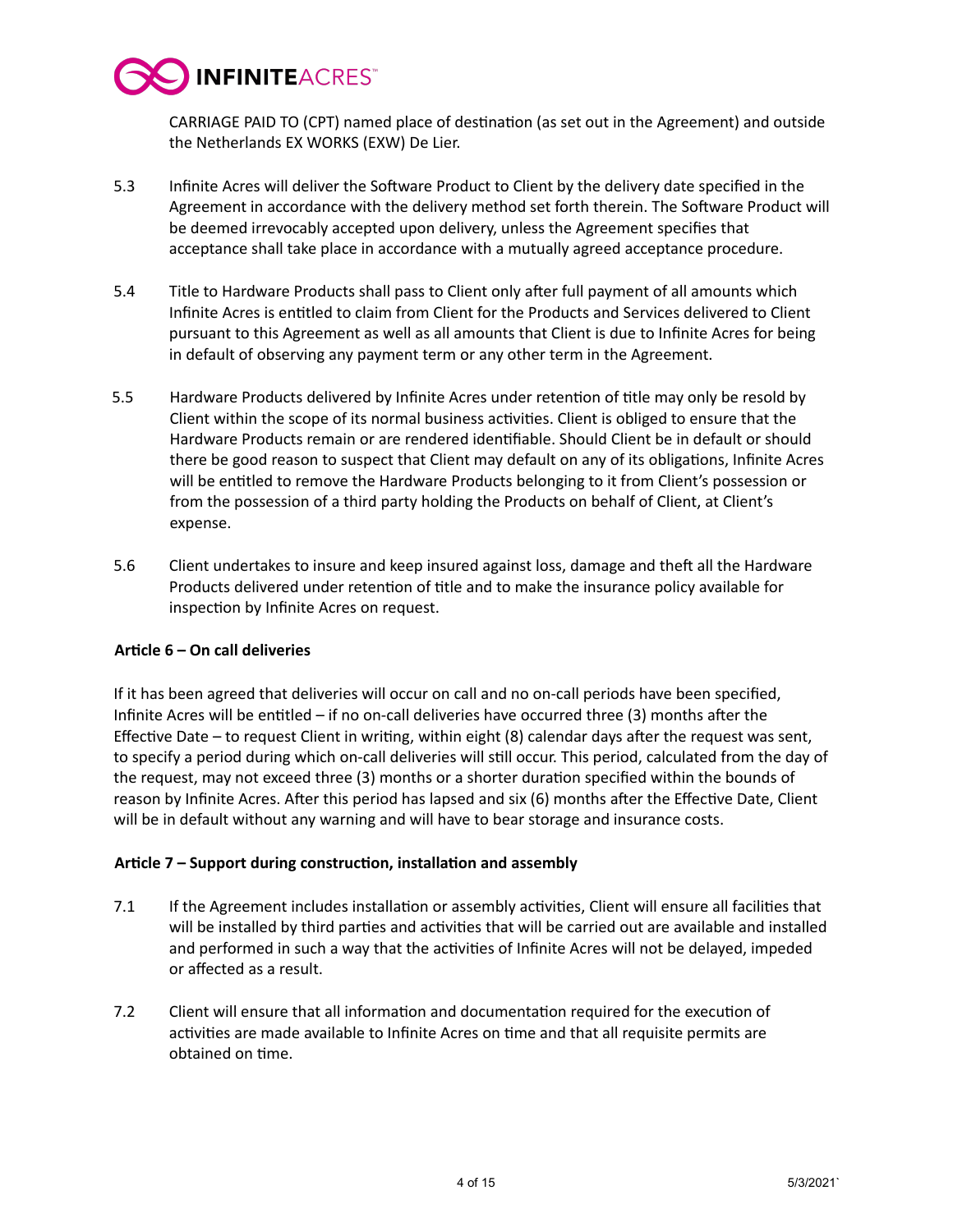CARRIAGE PAID TO (CPT) named place of destination (as set out in the Agreement) and outside the Netherlands EX WORKS (EXW) De Lier.

5.3 Infinite Acres will deliver the Software Product to Client by the delivery date specified in the Agreement in accordance with the delivery method set forth therein. The Software Product will be deemed irrevocably accepted upon delivery, unless the Agreement specifies that acceptance shall take place in accordance with a mutually agreed acceptance procedure.

5.4 Title to Hardware Products shall pass to Client only after full payment of all amounts which Infinite Acres is entitled to claim from Client for the Products and Services delivered to Client pursuant to this Agreement as well as all amounts that Client is due to Infinite Acres for being in default of observing any payment term or any other term in the Agreement.

5.5 Hardware Products delivered by Infinite Acres under retention of title may only be resold by Client within the scope of its normal business activities. Client is obliged to ensure that the Hardware Products remain or are rendered identifiable. Should Client be in default or should there be good reason to suspect that Client may default on any of its obligations, Infinite Acres will be entitled to remove the Hardware Products belonging to it from Client's possession or from the possession of a third party holding the Products on behalf of Client, at Client's expense.

5.6 Client undertakes to insure and keep insured against loss, damage and theft all the Hardware Products delivered under retention of title and to make the insurance policy available for inspection by Infinite Acres on request.

**Article 6 – On call deliveries**

If it has been agreed that deliveries will occur on call and no on-call periods have been specified, Infinite Acres will be entitled – if no on-call deliveries have occurred three (3) months after the Effective Date – to request Client in writing, within eight (8) calendar days after the request was sent, to specify a period during which on-call deliveries will still occur. This period, calculated from the day of the request, may not exceed three (3) months or a shorter duration specified within the bounds of reason by Infinite Acres. After this period has lapsed and six (6) months after the Effective Date, Client will be in default without any warning and will have to bear storage and insurance costs.

**Article 7 – Support during construction, installation and assembly**

7.1 If the Agreement includes installation or assembly activities, Client will ensure all facilities that will be installed by third parties and activities that will be carried out are available and installed and performed in such a way that the activities of Infinite Acres will not be delayed, impeded or affected as a result.

7.2 Client will ensure that all information and documentation required for the execution of activities are made available to Infinite Acres on time and that all requisite permits are obtained on time.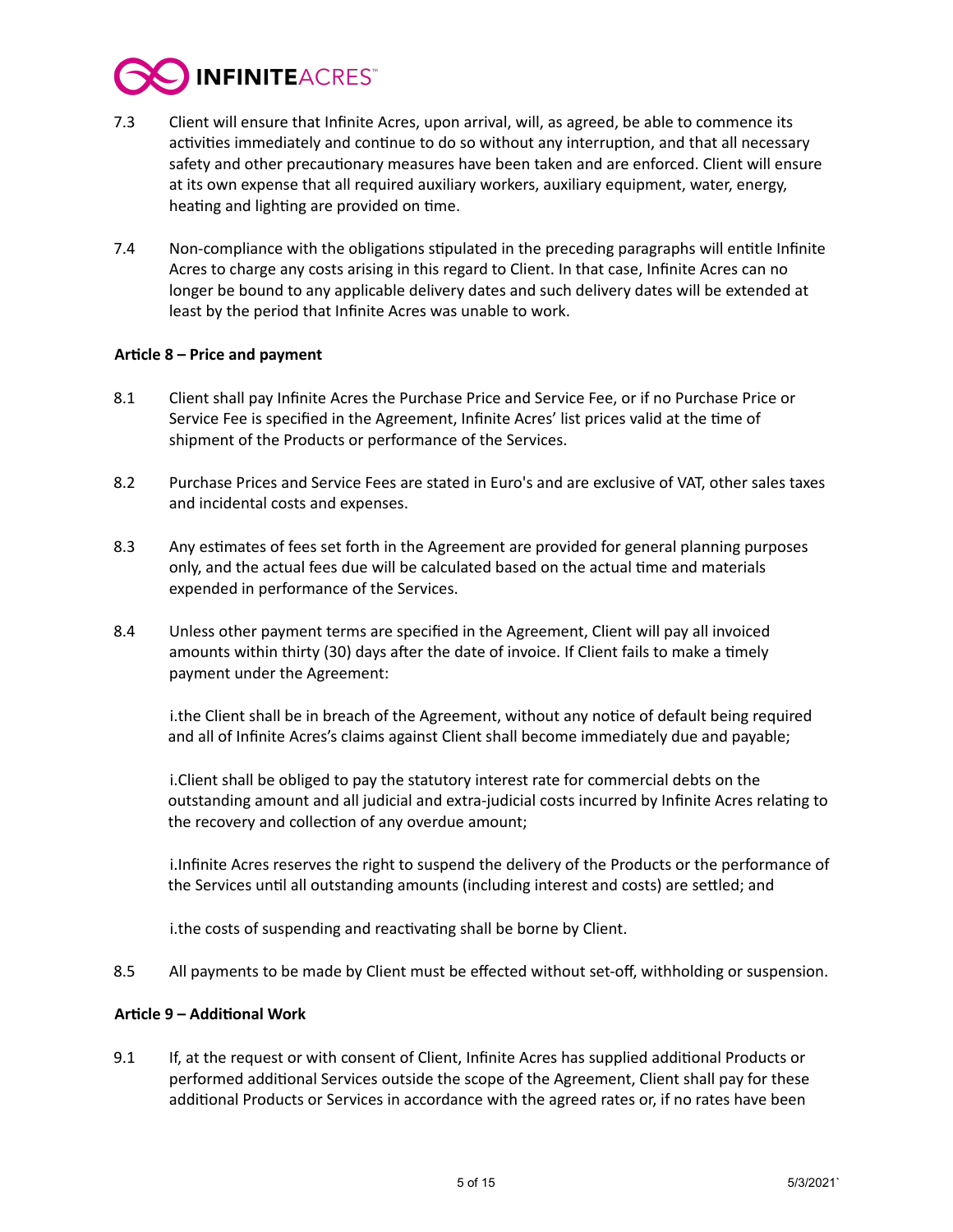7.3 Client will ensure that Infinite Acres, upon arrival, will, as agreed, be able to commence its activities immediately and continue to do so without any interruption, and that all necessary safety and other precautionary measures have been taken and are enforced. Client will ensure at its own expense that all required auxiliary workers, auxiliary equipment, water, energy, heating and lighting are provided on time.

7.4 Non-compliance with the obligations stipulated in the preceding paragraphs will entitle Infinite Acres to charge any costs arising in this regard to Client. In that case, Infinite Acres can no longer be bound to any applicable delivery dates and such delivery dates will be extended at least by the period that Infinite Acres was unable to work.

**Article 8 – Price and payment**

8.1 Client shall pay Infinite Acres the Purchase Price and Service Fee, or if no Purchase Price or Service Fee is specified in the Agreement, Infinite Acres' list prices valid at the time of shipment of the Products or performance of the Services.

8.2 Purchase Prices and Service Fees are stated in Euro's and are exclusive of VAT, other sales taxes and incidental costs and expenses.

8.3 Any estimates of fees set forth in the Agreement are provided for general planning purposes only, and the actual fees due will be calculated based on the actual time and materials expended in performance of the Services.

8.4 Unless other payment terms are specified in the Agreement, Client will pay all invoiced amounts within thirty (30) days after the date of invoice. If Client fails to make a timely payment under the Agreement:

i. the Client shall be in breach of the Agreement, without any notice of default being required and all of Infinite Acres's claims against Client shall become immediately due and payable;

i. Client shall be obliged to pay the statutory interest rate for commercial debts on the outstanding amount and all judicial and extra-judicial costs incurred by Infinite Acres relating to the recovery and collection of any overdue amount;

i. Infinite Acres reserves the right to suspend the delivery of the Products or the performance of the Services until all outstanding amounts (including interest and costs) are settled; and

i. the costs of suspending and reactivating shall be borne by Client.

8.5 All payments to be made by Client must be effected without set-off, withholding or suspension.

**Article 9 – Additional Work**

9.1 If, at the request or with consent of Client, Infinite Acres has supplied additional Products or performed additional Services outside the scope of the Agreement, Client shall pay for these additional Products or Services in accordance with the agreed rates or, if no rates have been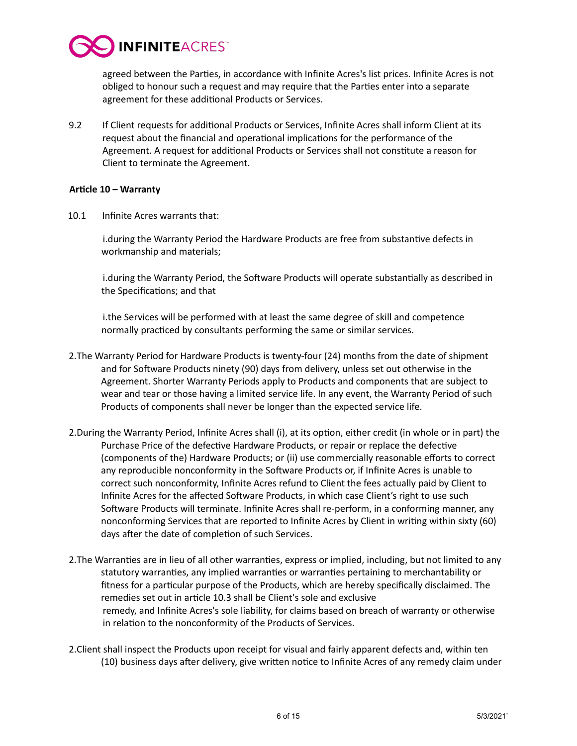agreed between the Parties, in accordance with Infinite Acres's list prices. Infinite Acres is not obliged to honour such a request and may require that the Parties enter into a separate agreement for these additional Products or Services.

9.2 If Client requests for additional Products or Services, Infinite Acres shall inform Client at its request about the financial and operational implications for the performance of the Agreement. A request for additional Products or Services shall not constitute a reason for Client to terminate the Agreement.

**Article 10 – Warranty**

10.1 Infinite Acres warrants that:

i.during the Warranty Period the Hardware Products are free from substantive defects in workmanship and materials;

i.during the Warranty Period, the Software Products will operate substantially as described in the Specifications; and that

i.the Services will be performed with at least the same degree of skill and competence normally practiced by consultants performing the same or similar services.

2.The Warranty Period for Hardware Products is twenty-four (24) months from the date of shipment and for Software Products ninety (90) days from delivery, unless set out otherwise in the Agreement. Shorter Warranty Periods apply to Products and components that are subject to wear and tear or those having a limited service life. In any event, the Warranty Period of such Products of components shall never be longer than the expected service life.

2.During the Warranty Period, Infinite Acres shall (i), at its option, either credit (in whole or in part) the Purchase Price of the defective Hardware Products, or repair or replace the defective (components of the) Hardware Products; or (ii) use commercially reasonable efforts to correct any reproducible nonconformity in the Software Products or, if Infinite Acres is unable to correct such nonconformity, Infinite Acres refund to Client the fees actually paid by Client to Infinite Acres for the affected Software Products, in which case Client's right to use such Software Products will terminate. Infinite Acres shall re-perform, in a conforming manner, any nonconforming Services that are reported to Infinite Acres by Client in writing within sixty (60) days after the date of completion of such Services.

2.The Warranties are in lieu of all other warranties, express or implied, including, but not limited to any statutory warranties, any implied warranties or warranties pertaining to merchantability or fitness for a particular purpose of the Products, which are hereby specifically disclaimed. The remedies set out in article 10.3 shall be Client's sole and exclusive remedy, and Infinite Acres's sole liability, for claims based on breach of warranty or otherwise in relation to the nonconformity of the Products of Services.

2.Client shall inspect the Products upon receipt for visual and fairly apparent defects and, within ten (10) business days after delivery, give written notice to Infinite Acres of any remedy claim under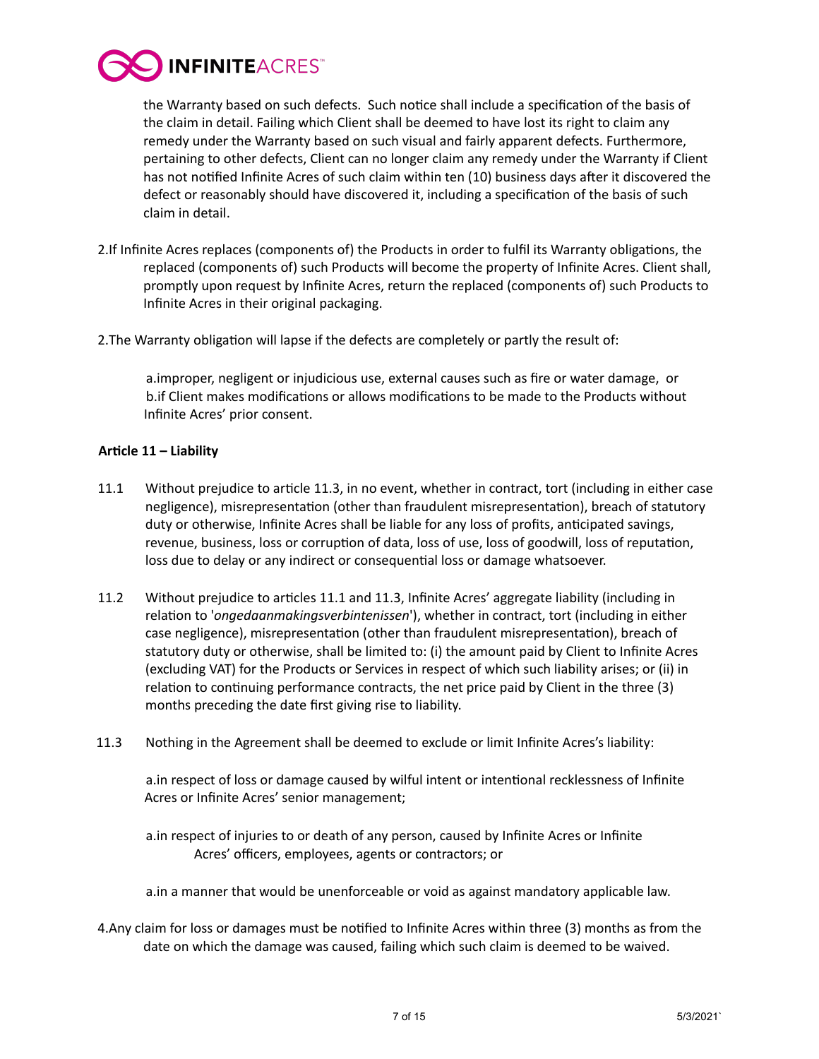the Warranty based on such defects. Such notice shall include a specification of the basis of the claim in detail. Failing which Client shall be deemed to have lost its right to claim any remedy under the Warranty based on such visual and fairly apparent defects. Furthermore, pertaining to other defects, Client can no longer claim any remedy under the Warranty if Client has not notified Infinite Acres of such claim within ten (10) business days after it discovered the defect or reasonably should have discovered it, including a specification of the basis of such claim in detail.

2.If Infinite Acres replaces (components of) the Products in order to fulfil its Warranty obligations, the replaced (components of) such Products will become the property of Infinite Acres. Client shall, promptly upon request by Infinite Acres, return the replaced (components of) such Products to Infinite Acres in their original packaging.

2.The Warranty obligation will lapse if the defects are completely or partly the result of:

a.improper, negligent or injudicious use, external causes such as fire or water damage, or
b.if Client makes modifications or allows modifications to be made to the Products without Infinite Acres' prior consent.

**Article 11 – Liability**

11.1 Without prejudice to article 11.3, in no event, whether in contract, tort (including in either case negligence), misrepresentation (other than fraudulent misrepresentation), breach of statutory duty or otherwise, Infinite Acres shall be liable for any loss of profits, anticipated savings, revenue, business, loss or corruption of data, loss of use, loss of goodwill, loss of reputation, loss due to delay or any indirect or consequential loss or damage whatsoever.

11.2 Without prejudice to articles 11.1 and 11.3, Infinite Acres' aggregate liability (including in relation to '*ongedaanmakingsverbintenissen*'), whether in contract, tort (including in either case negligence), misrepresentation (other than fraudulent misrepresentation), breach of statutory duty or otherwise, shall be limited to: (i) the amount paid by Client to Infinite Acres (excluding VAT) for the Products or Services in respect of which such liability arises; or (ii) in relation to continuing performance contracts, the net price paid by Client in the three (3) months preceding the date first giving rise to liability.

11.3 Nothing in the Agreement shall be deemed to exclude or limit Infinite Acres's liability:

a.in respect of loss or damage caused by wilful intent or intentional recklessness of Infinite Acres or Infinite Acres' senior management;

a.in respect of injuries to or death of any person, caused by Infinite Acres or Infinite Acres' officers, employees, agents or contractors; or

a.in a manner that would be unenforceable or void as against mandatory applicable law.

4.Any claim for loss or damages must be notified to Infinite Acres within three (3) months as from the date on which the damage was caused, failing which such claim is deemed to be waived.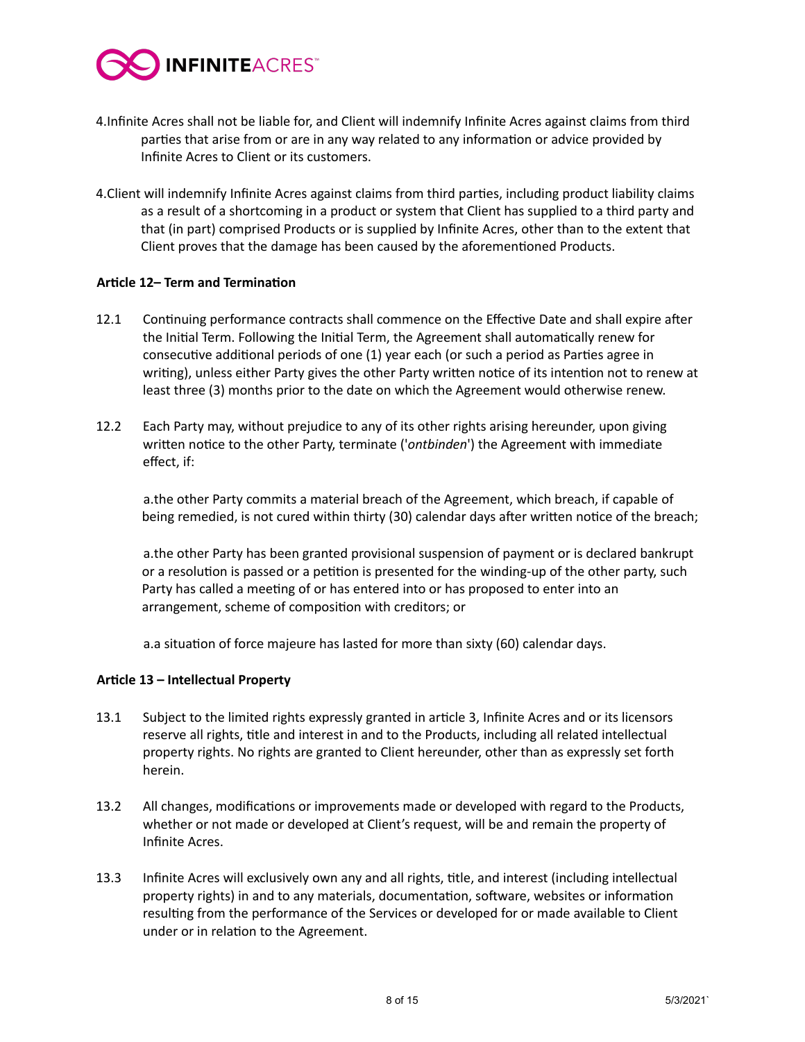4.Infinite Acres shall not be liable for, and Client will indemnify Infinite Acres against claims from third parties that arise from or are in any way related to any information or advice provided by Infinite Acres to Client or its customers.

4.Client will indemnify Infinite Acres against claims from third parties, including product liability claims as a result of a shortcoming in a product or system that Client has supplied to a third party and that (in part) comprised Products or is supplied by Infinite Acres, other than to the extent that Client proves that the damage has been caused by the aforementioned Products.

**Article 12– Term and Termination**

12.1 Continuing performance contracts shall commence on the Effective Date and shall expire after the Initial Term. Following the Initial Term, the Agreement shall automatically renew for consecutive additional periods of one (1) year each (or such a period as Parties agree in writing), unless either Party gives the other Party written notice of its intention not to renew at least three (3) months prior to the date on which the Agreement would otherwise renew.

12.2 Each Party may, without prejudice to any of its other rights arising hereunder, upon giving written notice to the other Party, terminate ('*ontbinden*') the Agreement with immediate effect, if:

a.the other Party commits a material breach of the Agreement, which breach, if capable of being remedied, is not cured within thirty (30) calendar days after written notice of the breach;

a.the other Party has been granted provisional suspension of payment or is declared bankrupt or a resolution is passed or a petition is presented for the winding-up of the other party, such Party has called a meeting of or has entered into or has proposed to enter into an arrangement, scheme of composition with creditors; or

a.a situation of force majeure has lasted for more than sixty (60) calendar days.

**Article 13 – Intellectual Property**

13.1 Subject to the limited rights expressly granted in article 3, Infinite Acres and or its licensors reserve all rights, title and interest in and to the Products, including all related intellectual property rights. No rights are granted to Client hereunder, other than as expressly set forth herein.

13.2 All changes, modifications or improvements made or developed with regard to the Products, whether or not made or developed at Client's request, will be and remain the property of Infinite Acres.

13.3 Infinite Acres will exclusively own any and all rights, title, and interest (including intellectual property rights) in and to any materials, documentation, software, websites or information resulting from the performance of the Services or developed for or made available to Client under or in relation to the Agreement.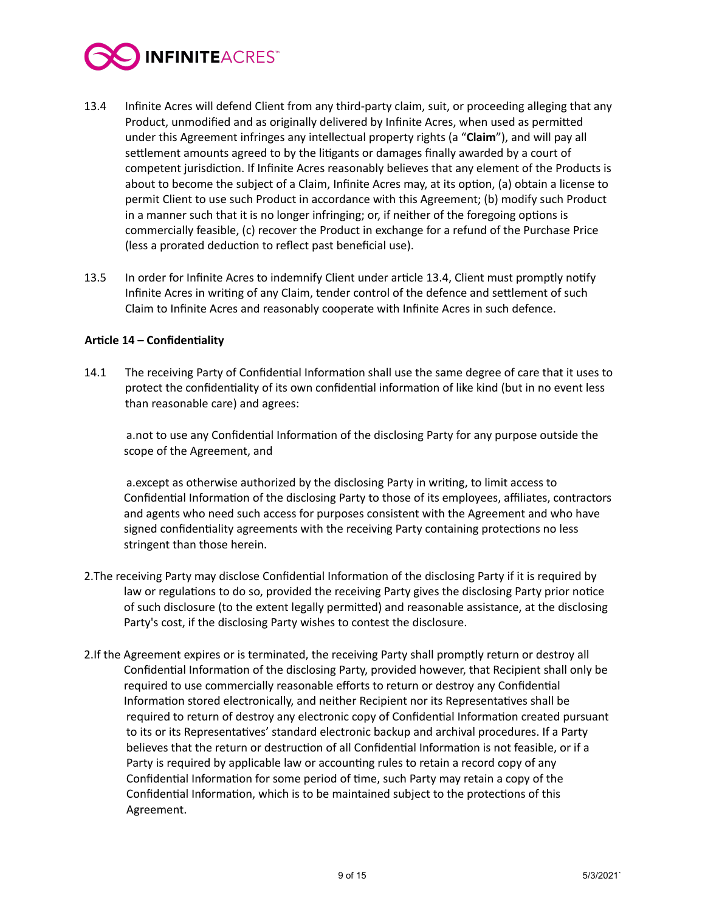13.4 Infinite Acres will defend Client from any third-party claim, suit, or proceeding alleging that any Product, unmodified and as originally delivered by Infinite Acres, when used as permitted under this Agreement infringes any intellectual property rights (a "**Claim**"), and will pay all settlement amounts agreed to by the litigants or damages finally awarded by a court of competent jurisdiction. If Infinite Acres reasonably believes that any element of the Products is about to become the subject of a Claim, Infinite Acres may, at its option, (a) obtain a license to permit Client to use such Product in accordance with this Agreement; (b) modify such Product in a manner such that it is no longer infringing; or, if neither of the foregoing options is commercially feasible, (c) recover the Product in exchange for a refund of the Purchase Price (less a prorated deduction to reflect past beneficial use).

13.5 In order for Infinite Acres to indemnify Client under article 13.4, Client must promptly notify Infinite Acres in writing of any Claim, tender control of the defence and settlement of such Claim to Infinite Acres and reasonably cooperate with Infinite Acres in such defence.

**Article 14 – Confidentiality**

14.1 The receiving Party of Confidential Information shall use the same degree of care that it uses to protect the confidentiality of its own confidential information of like kind (but in no event less than reasonable care) and agrees:

a.not to use any Confidential Information of the disclosing Party for any purpose outside the scope of the Agreement, and

a.except as otherwise authorized by the disclosing Party in writing, to limit access to Confidential Information of the disclosing Party to those of its employees, affiliates, contractors and agents who need such access for purposes consistent with the Agreement and who have signed confidentiality agreements with the receiving Party containing protections no less stringent than those herein.

2.The receiving Party may disclose Confidential Information of the disclosing Party if it is required by law or regulations to do so, provided the receiving Party gives the disclosing Party prior notice of such disclosure (to the extent legally permitted) and reasonable assistance, at the disclosing Party's cost, if the disclosing Party wishes to contest the disclosure.

2.If the Agreement expires or is terminated, the receiving Party shall promptly return or destroy all Confidential Information of the disclosing Party, provided however, that Recipient shall only be required to use commercially reasonable efforts to return or destroy any Confidential Information stored electronically, and neither Recipient nor its Representatives shall be required to return of destroy any electronic copy of Confidential Information created pursuant to its or its Representatives' standard electronic backup and archival procedures. If a Party believes that the return or destruction of all Confidential Information is not feasible, or if a Party is required by applicable law or accounting rules to retain a record copy of any Confidential Information for some period of time, such Party may retain a copy of the Confidential Information, which is to be maintained subject to the protections of this Agreement.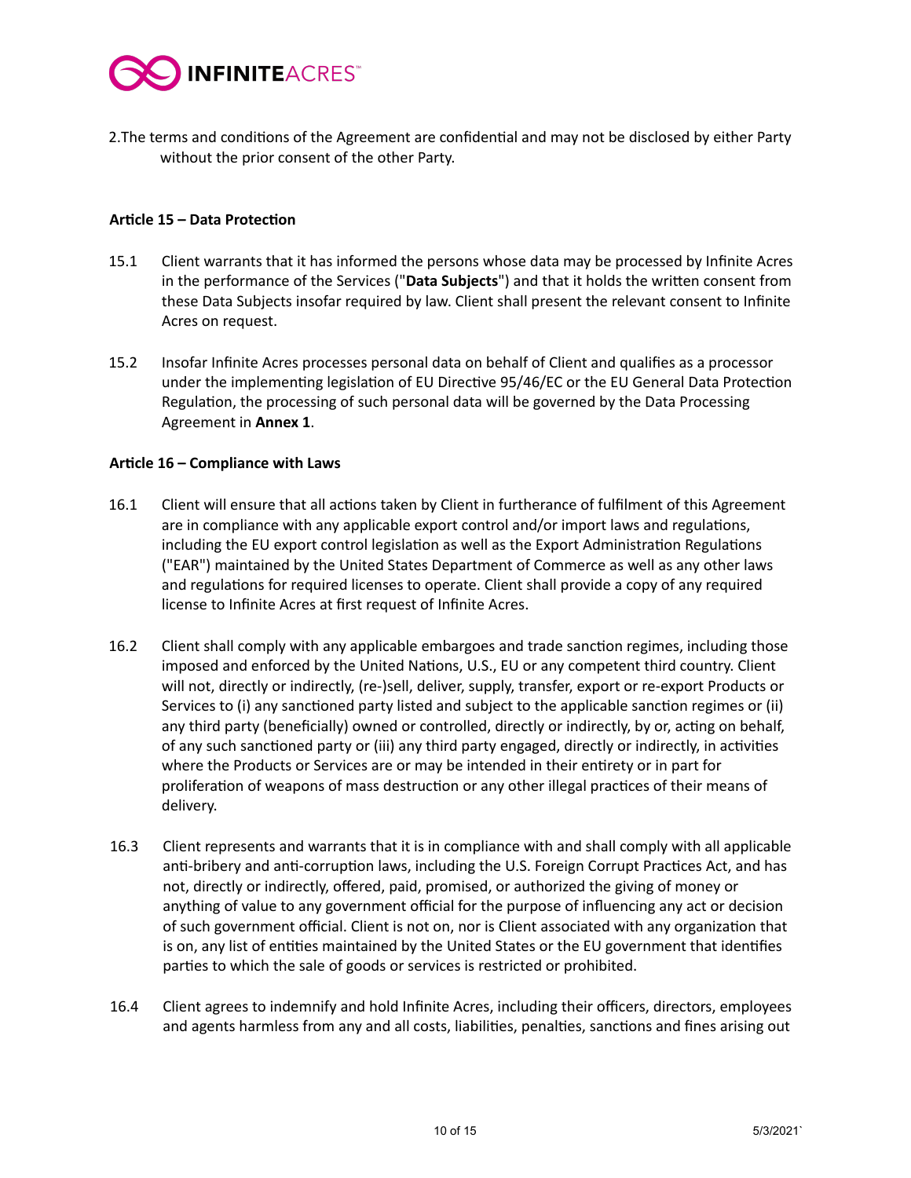2.The terms and conditions of the Agreement are confidential and may not be disclosed by either Party without the prior consent of the other Party.

**Article 15 – Data Protection**

15.1 Client warrants that it has informed the persons whose data may be processed by Infinite Acres in the performance of the Services ("**Data Subjects**") and that it holds the written consent from these Data Subjects insofar required by law. Client shall present the relevant consent to Infinite Acres on request.

15.2 Insofar Infinite Acres processes personal data on behalf of Client and qualifies as a processor under the implementing legislation of EU Directive 95/46/EC or the EU General Data Protection Regulation, the processing of such personal data will be governed by the Data Processing Agreement in **Annex 1**.

**Article 16 – Compliance with Laws**

16.1 Client will ensure that all actions taken by Client in furtherance of fulfilment of this Agreement are in compliance with any applicable export control and/or import laws and regulations, including the EU export control legislation as well as the Export Administration Regulations ("EAR") maintained by the United States Department of Commerce as well as any other laws and regulations for required licenses to operate. Client shall provide a copy of any required license to Infinite Acres at first request of Infinite Acres.

16.2 Client shall comply with any applicable embargoes and trade sanction regimes, including those imposed and enforced by the United Nations, U.S., EU or any competent third country. Client will not, directly or indirectly, (re-)sell, deliver, supply, transfer, export or re-export Products or Services to (i) any sanctioned party listed and subject to the applicable sanction regimes or (ii) any third party (beneficially) owned or controlled, directly or indirectly, by or, acting on behalf, of any such sanctioned party or (iii) any third party engaged, directly or indirectly, in activities where the Products or Services are or may be intended in their entirety or in part for proliferation of weapons of mass destruction or any other illegal practices of their means of delivery.

16.3 Client represents and warrants that it is in compliance with and shall comply with all applicable anti-bribery and anti-corruption laws, including the U.S. Foreign Corrupt Practices Act, and has not, directly or indirectly, offered, paid, promised, or authorized the giving of money or anything of value to any government official for the purpose of influencing any act or decision of such government official. Client is not on, nor is Client associated with any organization that is on, any list of entities maintained by the United States or the EU government that identifies parties to which the sale of goods or services is restricted or prohibited.

16.4 Client agrees to indemnify and hold Infinite Acres, including their officers, directors, employees and agents harmless from any and all costs, liabilities, penalties, sanctions and fines arising out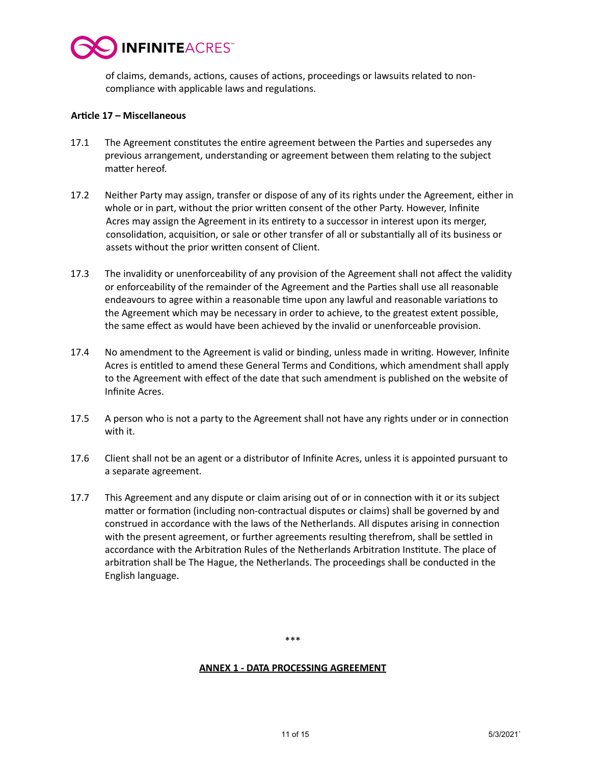of claims, demands, actions, causes of actions, proceedings or lawsuits related to non-compliance with applicable laws and regulations.

**Article 17 – Miscellaneous**

17.1 The Agreement constitutes the entire agreement between the Parties and supersedes any previous arrangement, understanding or agreement between them relating to the subject matter hereof.

17.2 Neither Party may assign, transfer or dispose of any of its rights under the Agreement, either in whole or in part, without the prior written consent of the other Party. However, Infinite Acres may assign the Agreement in its entirety to a successor in interest upon its merger, consolidation, acquisition, or sale or other transfer of all or substantially all of its business or assets without the prior written consent of Client.

17.3 The invalidity or unenforceability of any provision of the Agreement shall not affect the validity or enforceability of the remainder of the Agreement and the Parties shall use all reasonable endeavours to agree within a reasonable time upon any lawful and reasonable variations to the Agreement which may be necessary in order to achieve, to the greatest extent possible, the same effect as would have been achieved by the invalid or unenforceable provision.

17.4 No amendment to the Agreement is valid or binding, unless made in writing. However, Infinite Acres is entitled to amend these General Terms and Conditions, which amendment shall apply to the Agreement with effect of the date that such amendment is published on the website of Infinite Acres.

17.5 A person who is not a party to the Agreement shall not have any rights under or in connection with it.

17.6 Client shall not be an agent or a distributor of Infinite Acres, unless it is appointed pursuant to a separate agreement.

17.7 This Agreement and any dispute or claim arising out of or in connection with it or its subject matter or formation (including non-contractual disputes or claims) shall be governed by and construed in accordance with the laws of the Netherlands. All disputes arising in connection with the present agreement, or further agreements resulting therefrom, shall be settled in accordance with the Arbitration Rules of the Netherlands Arbitration Institute. The place of arbitration shall be The Hague, the Netherlands. The proceedings shall be conducted in the English language.

***

**ANNEX 1 - DATA PROCESSING AGREEMENT**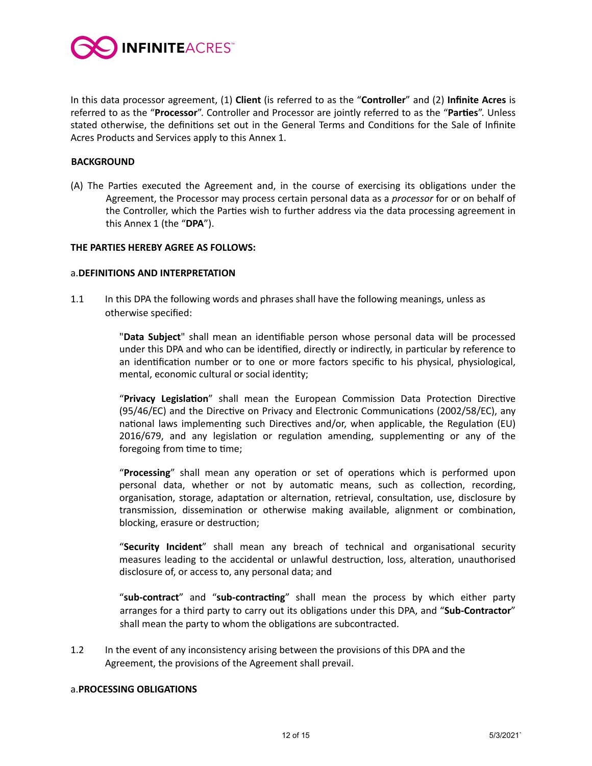In this data processor agreement, (1) **Client** (is referred to as the "**Controller**" and (2) **Infinite Acres** is referred to as the "**Processor**". Controller and Processor are jointly referred to as the "**Parties**". Unless stated otherwise, the definitions set out in the General Terms and Conditions for the Sale of Infinite Acres Products and Services apply to this Annex 1.

**BACKGROUND**

(A) The Parties executed the Agreement and, in the course of exercising its obligations under the Agreement, the Processor may process certain personal data as a *processor* for or on behalf of the Controller, which the Parties wish to further address via the data processing agreement in this Annex 1 (the "**DPA**").

**THE PARTIES HEREBY AGREE AS FOLLOWS:**

a. **DEFINITIONS AND INTERPRETATION**

1.1 In this DPA the following words and phrases shall have the following meanings, unless as otherwise specified:

"**Data Subject**" shall mean an identifiable person whose personal data will be processed under this DPA and who can be identified, directly or indirectly, in particular by reference to an identification number or to one or more factors specific to his physical, physiological, mental, economic cultural or social identity;

"**Privacy Legislation**" shall mean the European Commission Data Protection Directive (95/46/EC) and the Directive on Privacy and Electronic Communications (2002/58/EC), any national laws implementing such Directives and/or, when applicable, the Regulation (EU) 2016/679, and any legislation or regulation amending, supplementing or any of the foregoing from time to time;

"**Processing**" shall mean any operation or set of operations which is performed upon personal data, whether or not by automatic means, such as collection, recording, organisation, storage, adaptation or alternation, retrieval, consultation, use, disclosure by transmission, dissemination or otherwise making available, alignment or combination, blocking, erasure or destruction;

"**Security Incident**" shall mean any breach of technical and organisational security measures leading to the accidental or unlawful destruction, loss, alteration, unauthorised disclosure of, or access to, any personal data; and

"**sub-contract**" and "**sub-contracting**" shall mean the process by which either party arranges for a third party to carry out its obligations under this DPA, and "**Sub-Contractor**" shall mean the party to whom the obligations are subcontracted.

1.2 In the event of any inconsistency arising between the provisions of this DPA and the Agreement, the provisions of the Agreement shall prevail.

a. **PROCESSING OBLIGATIONS**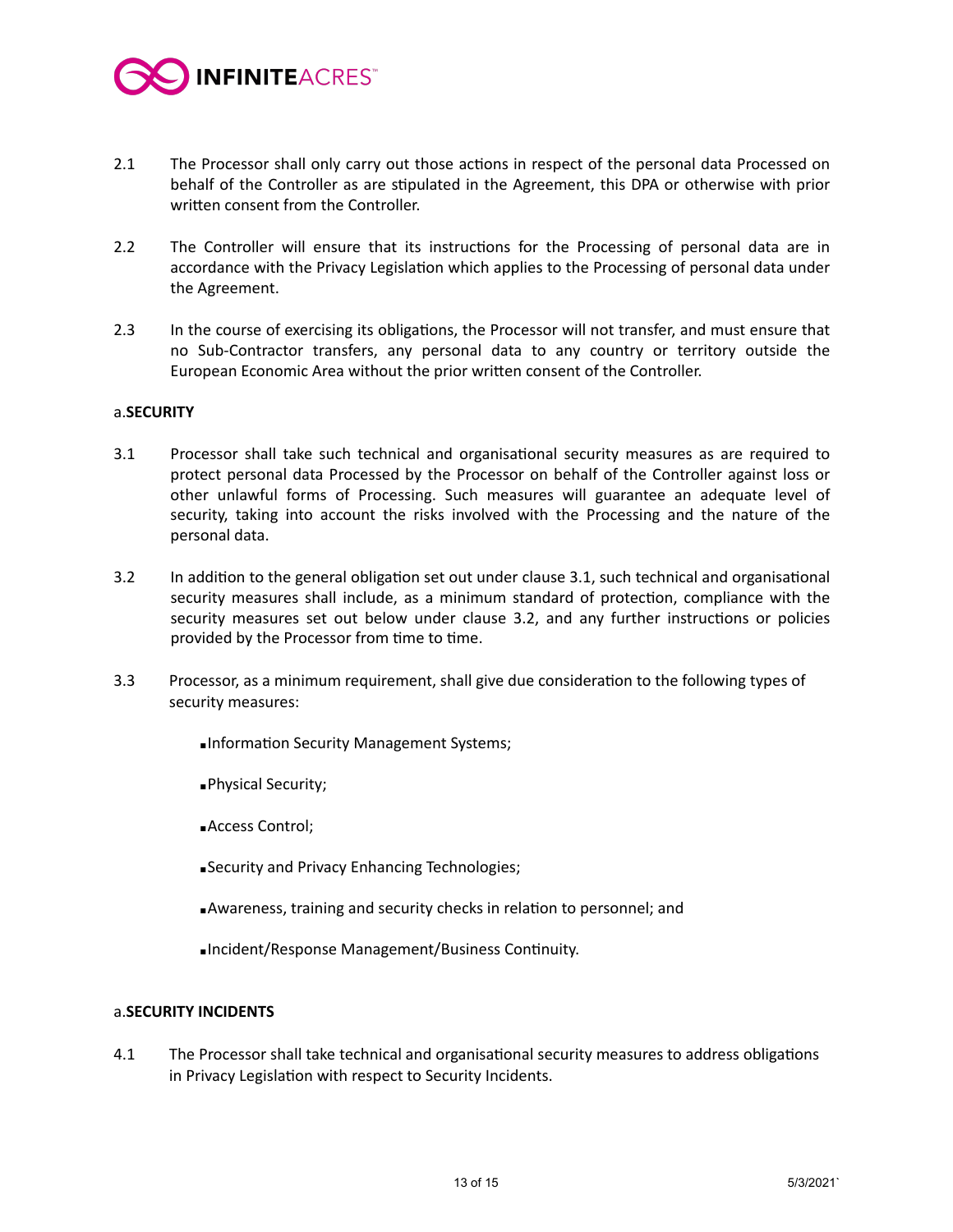2.1 The Processor shall only carry out those actions in respect of the personal data Processed on behalf of the Controller as are stipulated in the Agreement, this DPA or otherwise with prior written consent from the Controller.

2.2 The Controller will ensure that its instructions for the Processing of personal data are in accordance with the Privacy Legislation which applies to the Processing of personal data under the Agreement.

2.3 In the course of exercising its obligations, the Processor will not transfer, and must ensure that no Sub-Contractor transfers, any personal data to any country or territory outside the European Economic Area without the prior written consent of the Controller.

a.**SECURITY**

3.1 Processor shall take such technical and organisational security measures as are required to protect personal data Processed by the Processor on behalf of the Controller against loss or other unlawful forms of Processing. Such measures will guarantee an adequate level of security, taking into account the risks involved with the Processing and the nature of the personal data.

3.2 In addition to the general obligation set out under clause 3.1, such technical and organisational security measures shall include, as a minimum standard of protection, compliance with the security measures set out below under clause 3.2, and any further instructions or policies provided by the Processor from time to time.

3.3 Processor, as a minimum requirement, shall give due consideration to the following types of security measures:

- Information Security Management Systems;
- Physical Security;
- Access Control;
- Security and Privacy Enhancing Technologies;
- Awareness, training and security checks in relation to personnel; and
- Incident/Response Management/Business Continuity.

a.**SECURITY INCIDENTS**

4.1 The Processor shall take technical and organisational security measures to address obligations in Privacy Legislation with respect to Security Incidents.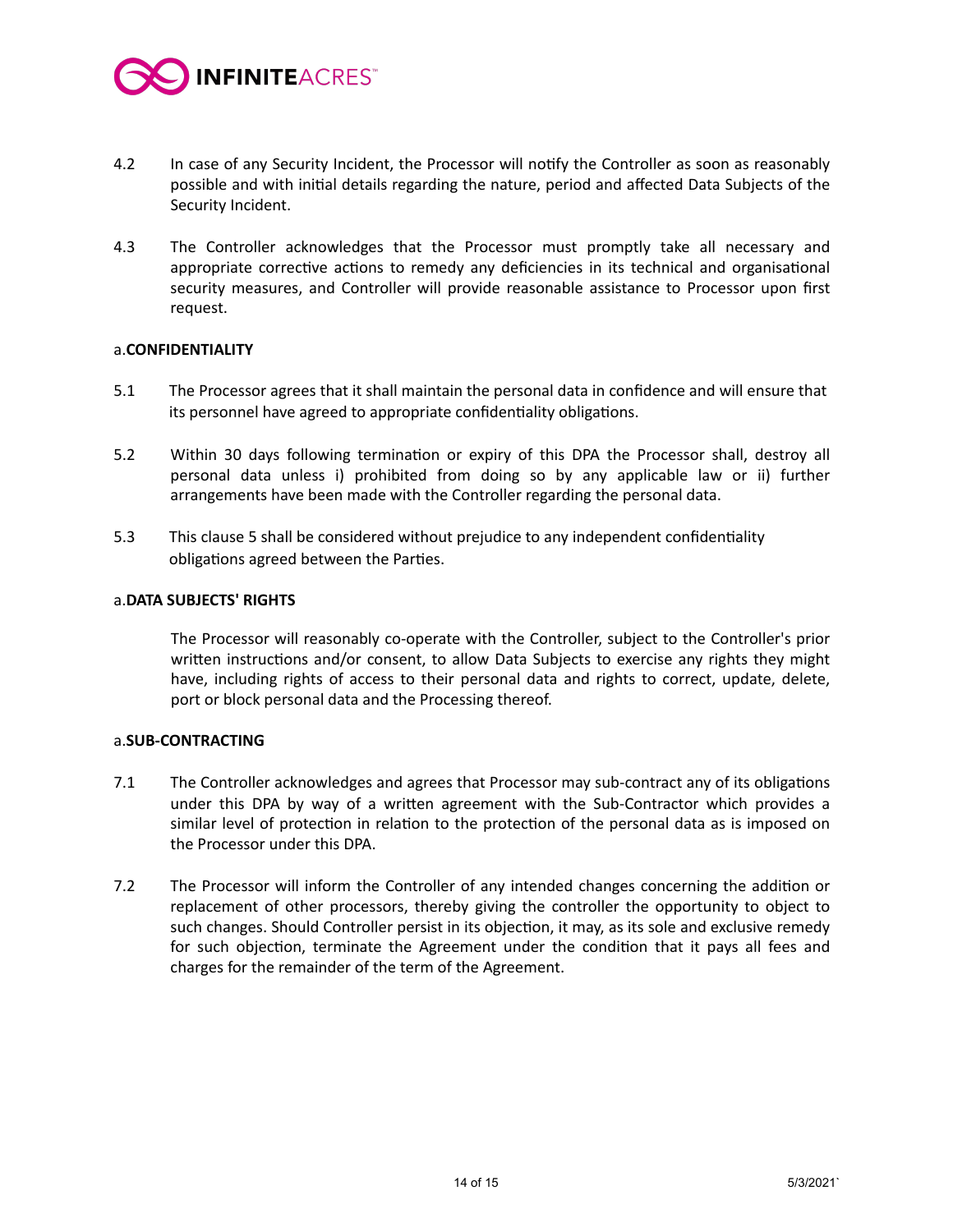4.2 In case of any Security Incident, the Processor will notify the Controller as soon as reasonably possible and with initial details regarding the nature, period and affected Data Subjects of the Security Incident.

4.3 The Controller acknowledges that the Processor must promptly take all necessary and appropriate corrective actions to remedy any deficiencies in its technical and organisational security measures, and Controller will provide reasonable assistance to Processor upon first request.

a.**CONFIDENTIALITY**

5.1 The Processor agrees that it shall maintain the personal data in confidence and will ensure that its personnel have agreed to appropriate confidentiality obligations.

5.2 Within 30 days following termination or expiry of this DPA the Processor shall, destroy all personal data unless i) prohibited from doing so by any applicable law or ii) further arrangements have been made with the Controller regarding the personal data.

5.3 This clause 5 shall be considered without prejudice to any independent confidentiality obligations agreed between the Parties.

a.**DATA SUBJECTS' RIGHTS**

The Processor will reasonably co-operate with the Controller, subject to the Controller's prior written instructions and/or consent, to allow Data Subjects to exercise any rights they might have, including rights of access to their personal data and rights to correct, update, delete, port or block personal data and the Processing thereof.

a.**SUB-CONTRACTING**

7.1 The Controller acknowledges and agrees that Processor may sub-contract any of its obligations under this DPA by way of a written agreement with the Sub-Contractor which provides a similar level of protection in relation to the protection of the personal data as is imposed on the Processor under this DPA.

7.2 The Processor will inform the Controller of any intended changes concerning the addition or replacement of other processors, thereby giving the controller the opportunity to object to such changes. Should Controller persist in its objection, it may, as its sole and exclusive remedy for such objection, terminate the Agreement under the condition that it pays all fees and charges for the remainder of the term of the Agreement.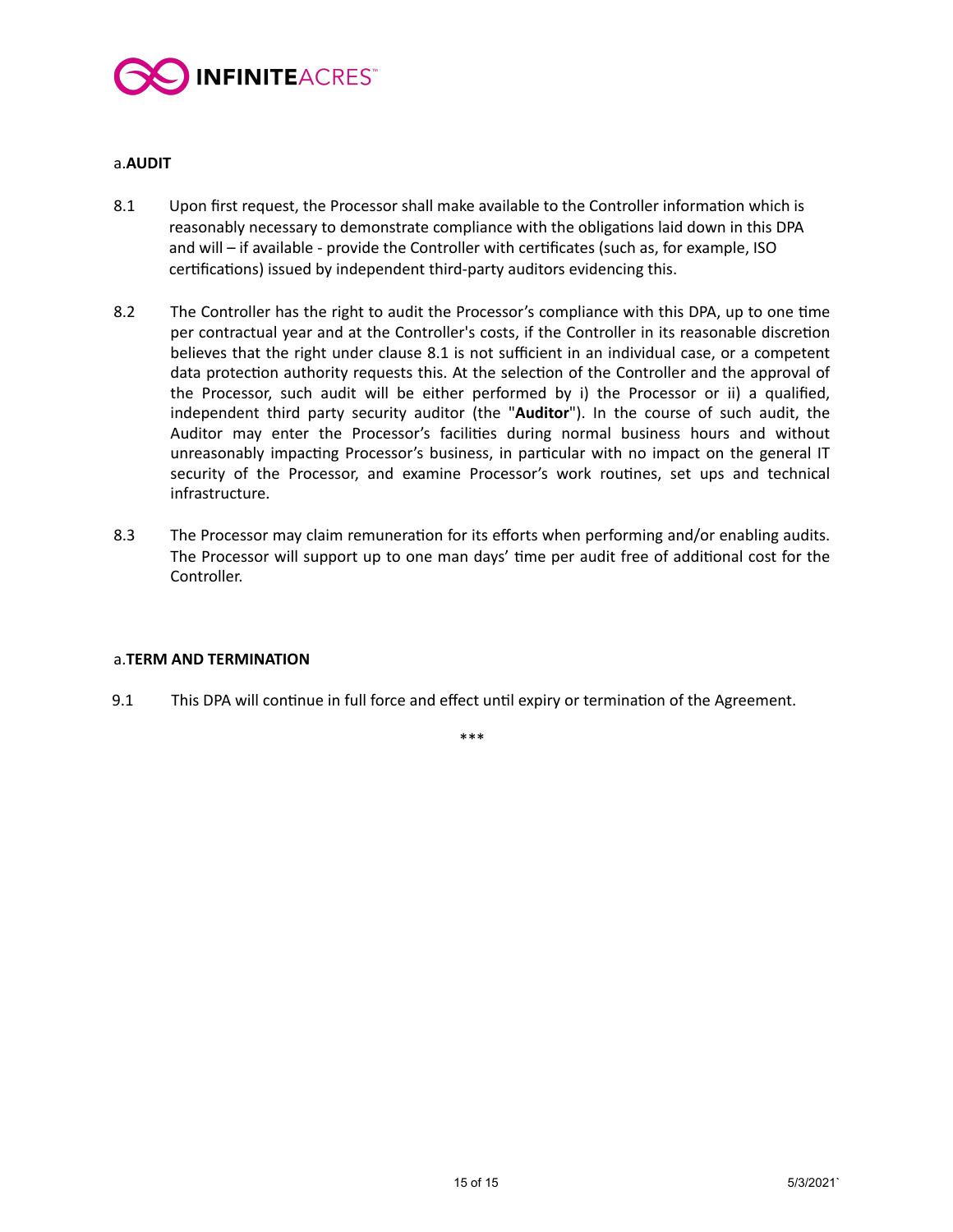a.**AUDIT**

8.1 Upon first request, the Processor shall make available to the Controller information which is reasonably necessary to demonstrate compliance with the obligations laid down in this DPA and will – if available - provide the Controller with certificates (such as, for example, ISO certifications) issued by independent third-party auditors evidencing this.

8.2 The Controller has the right to audit the Processor's compliance with this DPA, up to one time per contractual year and at the Controller's costs, if the Controller in its reasonable discretion believes that the right under clause 8.1 is not sufficient in an individual case, or a competent data protection authority requests this. At the selection of the Controller and the approval of the Processor, such audit will be either performed by i) the Processor or ii) a qualified, independent third party security auditor (the "**Auditor**"). In the course of such audit, the Auditor may enter the Processor's facilities during normal business hours and without unreasonably impacting Processor's business, in particular with no impact on the general IT security of the Processor, and examine Processor's work routines, set ups and technical infrastructure.

8.3 The Processor may claim remuneration for its efforts when performing and/or enabling audits. The Processor will support up to one man days' time per audit free of additional cost for the Controller.

a.**TERM AND TERMINATION**

9.1 This DPA will continue in full force and effect until expiry or termination of the Agreement.

***